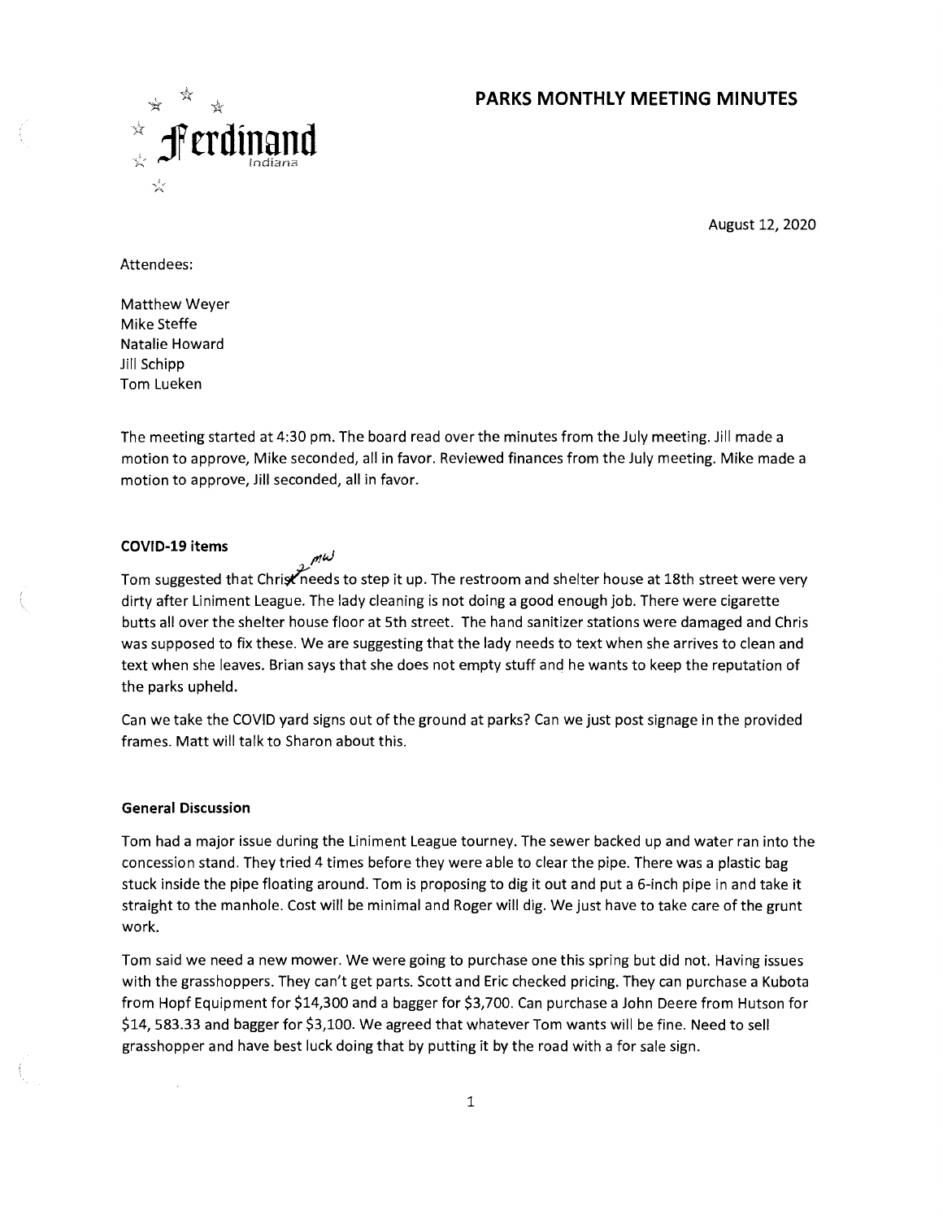Ferdinand Indiana

# PARKS MONTHLY MEETING MINUTES

August 12, 2020

Attendees:

Matthew Weyer
Mike Steffe
Natalie Howard
Jill Schipp
Tom Lueken

The meeting started at 4:30 pm. The board read over the minutes from the July meeting. Jill made a motion to approve, Mike seconded, all in favor. Reviewed finances from the July meeting. Mike made a motion to approve, Jill seconded, all in favor.

**COVID-19 items**

Tom suggested that Chris needs to step it up. The restroom and shelter house at 18th street were very dirty after Liniment League. The lady cleaning is not doing a good enough job. There were cigarette butts all over the shelter house floor at 5th street. The hand sanitizer stations were damaged and Chris was supposed to fix these. We are suggesting that the lady needs to text when she arrives to clean and text when she leaves. Brian says that she does not empty stuff and he wants to keep the reputation of the parks upheld.

Can we take the COVID yard signs out of the ground at parks? Can we just post signage in the provided frames. Matt will talk to Sharon about this.

**General Discussion**

Tom had a major issue during the Liniment League tourney. The sewer backed up and water ran into the concession stand. They tried 4 times before they were able to clear the pipe. There was a plastic bag stuck inside the pipe floating around. Tom is proposing to dig it out and put a 6-inch pipe in and take it straight to the manhole. Cost will be minimal and Roger will dig. We just have to take care of the grunt work.

Tom said we need a new mower. We were going to purchase one this spring but did not. Having issues with the grasshoppers. They can't get parts. Scott and Eric checked pricing. They can purchase a Kubota from Hopf Equipment for $14,300 and a bagger for $3,700. Can purchase a John Deere from Hutson for $14, 583.33 and bagger for $3,100. We agreed that whatever Tom wants will be fine. Need to sell grasshopper and have best luck doing that by putting it by the road with a for sale sign.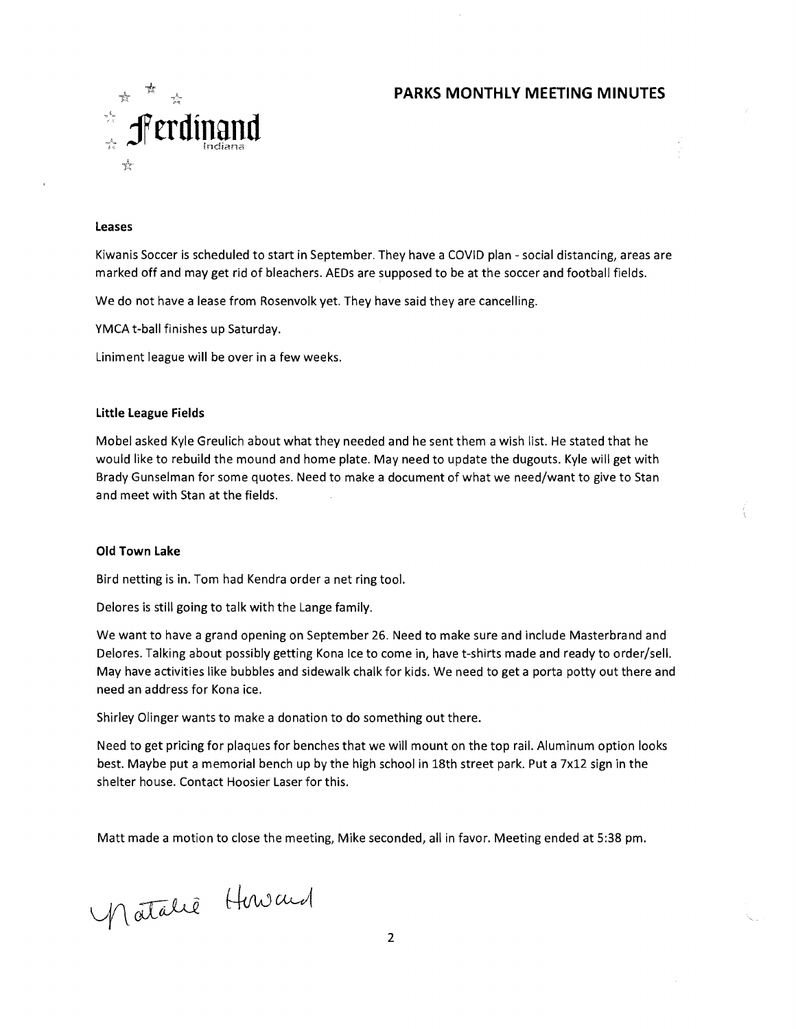# PARKS MONTHLY MEETING MINUTES

**Leases**

Kiwanis Soccer is scheduled to start in September. They have a COVID plan - social distancing, areas are marked off and may get rid of bleachers. AEDs are supposed to be at the soccer and football fields.

We do not have a lease from Rosenvolk yet. They have said they are cancelling.

YMCA t-ball finishes up Saturday.

Liniment league will be over in a few weeks.

**Little League Fields**

Mobel asked Kyle Greulich about what they needed and he sent them a wish list. He stated that he would like to rebuild the mound and home plate. May need to update the dugouts. Kyle will get with Brady Gunselman for some quotes. Need to make a document of what we need/want to give to Stan and meet with Stan at the fields.

**Old Town Lake**

Bird netting is in. Tom had Kendra order a net ring tool.

Delores is still going to talk with the Lange family.

We want to have a grand opening on September 26. Need to make sure and include Masterbrand and Delores. Talking about possibly getting Kona Ice to come in, have t-shirts made and ready to order/sell. May have activities like bubbles and sidewalk chalk for kids. We need to get a porta potty out there and need an address for Kona ice.

Shirley Olinger wants to make a donation to do something out there.

Need to get pricing for plaques for benches that we will mount on the top rail. Aluminum option looks best. Maybe put a memorial bench up by the high school in 18th street park. Put a 7x12 sign in the shelter house. Contact Hoosier Laser for this.

Matt made a motion to close the meeting, Mike seconded, all in favor. Meeting ended at 5:38 pm.

Natalie Howard